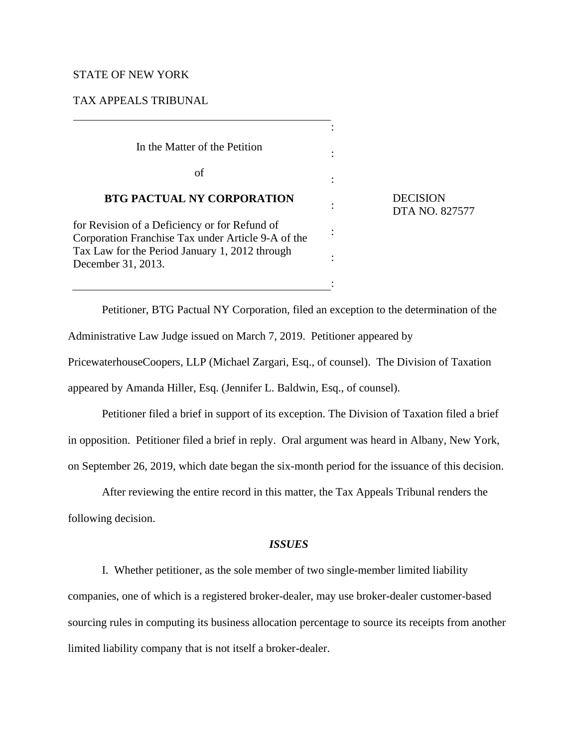STATE OF NEW YORK

TAX APPEALS TRIBUNAL

| | |
|---|---|
| In the Matter of the Petition<br><br>of<br><br>**BTG PACTUAL NY CORPORATION**<br><br>for Revision of a Deficiency or for Refund of Corporation Franchise Tax under Article 9-A of the Tax Law for the Period January 1, 2012 through December 31, 2013. | DECISION<br>DTA NO. 827577 |

Petitioner, BTG Pactual NY Corporation, filed an exception to the determination of the Administrative Law Judge issued on March 7, 2019. Petitioner appeared by PricewaterhouseCoopers, LLP (Michael Zargari, Esq., of counsel). The Division of Taxation appeared by Amanda Hiller, Esq. (Jennifer L. Baldwin, Esq., of counsel).

Petitioner filed a brief in support of its exception. The Division of Taxation filed a brief in opposition. Petitioner filed a brief in reply. Oral argument was heard in Albany, New York, on September 26, 2019, which date began the six-month period for the issuance of this decision.

After reviewing the entire record in this matter, the Tax Appeals Tribunal renders the following decision.

***ISSUES***

I. Whether petitioner, as the sole member of two single-member limited liability companies, one of which is a registered broker-dealer, may use broker-dealer customer-based sourcing rules in computing its business allocation percentage to source its receipts from another limited liability company that is not itself a broker-dealer.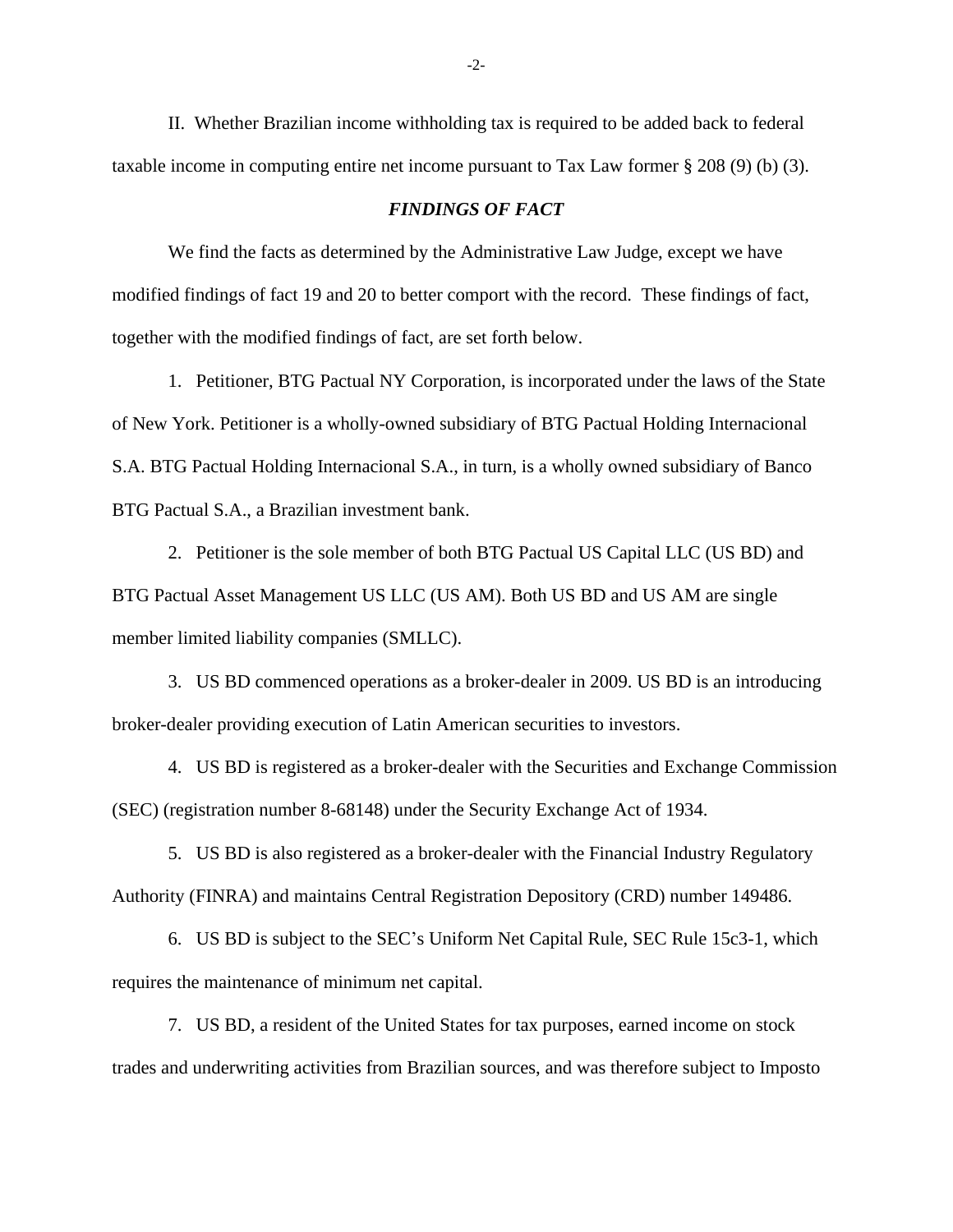II. Whether Brazilian income withholding tax is required to be added back to federal taxable income in computing entire net income pursuant to Tax Law former § 208 (9) (b) (3).

### *FINDINGS OF FACT*

We find the facts as determined by the Administrative Law Judge, except we have modified findings of fact 19 and 20 to better comport with the record. These findings of fact, together with the modified findings of fact, are set forth below.

1. Petitioner, BTG Pactual NY Corporation, is incorporated under the laws of the State of New York. Petitioner is a wholly-owned subsidiary of BTG Pactual Holding Internacional S.A. BTG Pactual Holding Internacional S.A., in turn, is a wholly owned subsidiary of Banco BTG Pactual S.A., a Brazilian investment bank.

2. Petitioner is the sole member of both BTG Pactual US Capital LLC (US BD) and BTG Pactual Asset Management US LLC (US AM). Both US BD and US AM are single member limited liability companies (SMLLC).

3. US BD commenced operations as a broker-dealer in 2009. US BD is an introducing broker-dealer providing execution of Latin American securities to investors.

4. US BD is registered as a broker-dealer with the Securities and Exchange Commission (SEC) (registration number 8-68148) under the Security Exchange Act of 1934.

5. US BD is also registered as a broker-dealer with the Financial Industry Regulatory Authority (FINRA) and maintains Central Registration Depository (CRD) number 149486.

6. US BD is subject to the SEC's Uniform Net Capital Rule, SEC Rule 15c3-1, which requires the maintenance of minimum net capital.

7. US BD, a resident of the United States for tax purposes, earned income on stock trades and underwriting activities from Brazilian sources, and was therefore subject to Imposto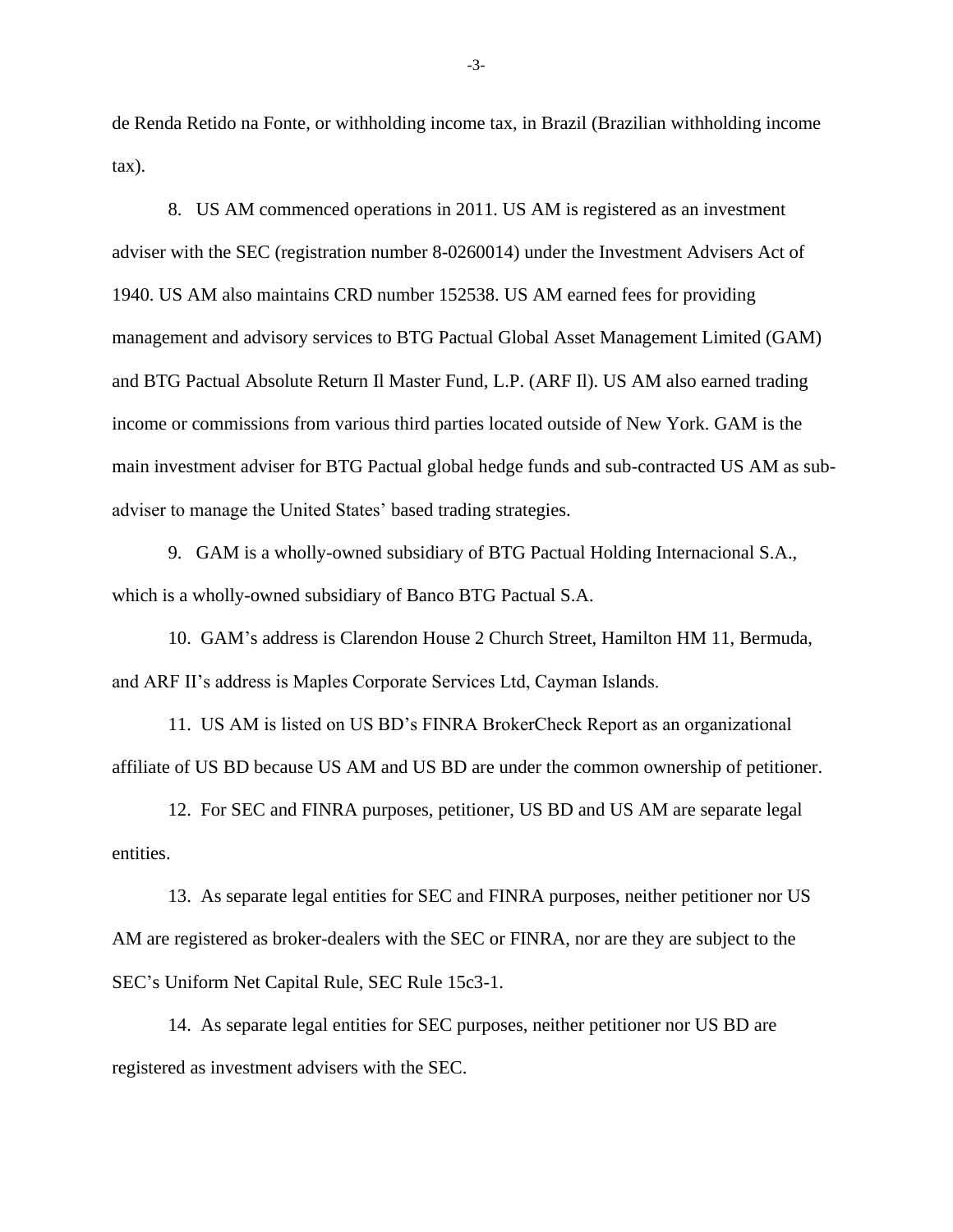de Renda Retido na Fonte, or withholding income tax, in Brazil (Brazilian withholding income tax).

8. US AM commenced operations in 2011. US AM is registered as an investment adviser with the SEC (registration number 8-0260014) under the Investment Advisers Act of 1940. US AM also maintains CRD number 152538. US AM earned fees for providing management and advisory services to BTG Pactual Global Asset Management Limited (GAM) and BTG Pactual Absolute Return Il Master Fund, L.P. (ARF Il). US AM also earned trading income or commissions from various third parties located outside of New York. GAM is the main investment adviser for BTG Pactual global hedge funds and sub-contracted US AM as sub-adviser to manage the United States' based trading strategies.

9. GAM is a wholly-owned subsidiary of BTG Pactual Holding Internacional S.A., which is a wholly-owned subsidiary of Banco BTG Pactual S.A.

10. GAM's address is Clarendon House 2 Church Street, Hamilton HM 11, Bermuda, and ARF II's address is Maples Corporate Services Ltd, Cayman Islands.

11. US AM is listed on US BD's FINRA BrokerCheck Report as an organizational affiliate of US BD because US AM and US BD are under the common ownership of petitioner.

12. For SEC and FINRA purposes, petitioner, US BD and US AM are separate legal entities.

13. As separate legal entities for SEC and FINRA purposes, neither petitioner nor US AM are registered as broker-dealers with the SEC or FINRA, nor are they are subject to the SEC's Uniform Net Capital Rule, SEC Rule 15c3-1.

14. As separate legal entities for SEC purposes, neither petitioner nor US BD are registered as investment advisers with the SEC.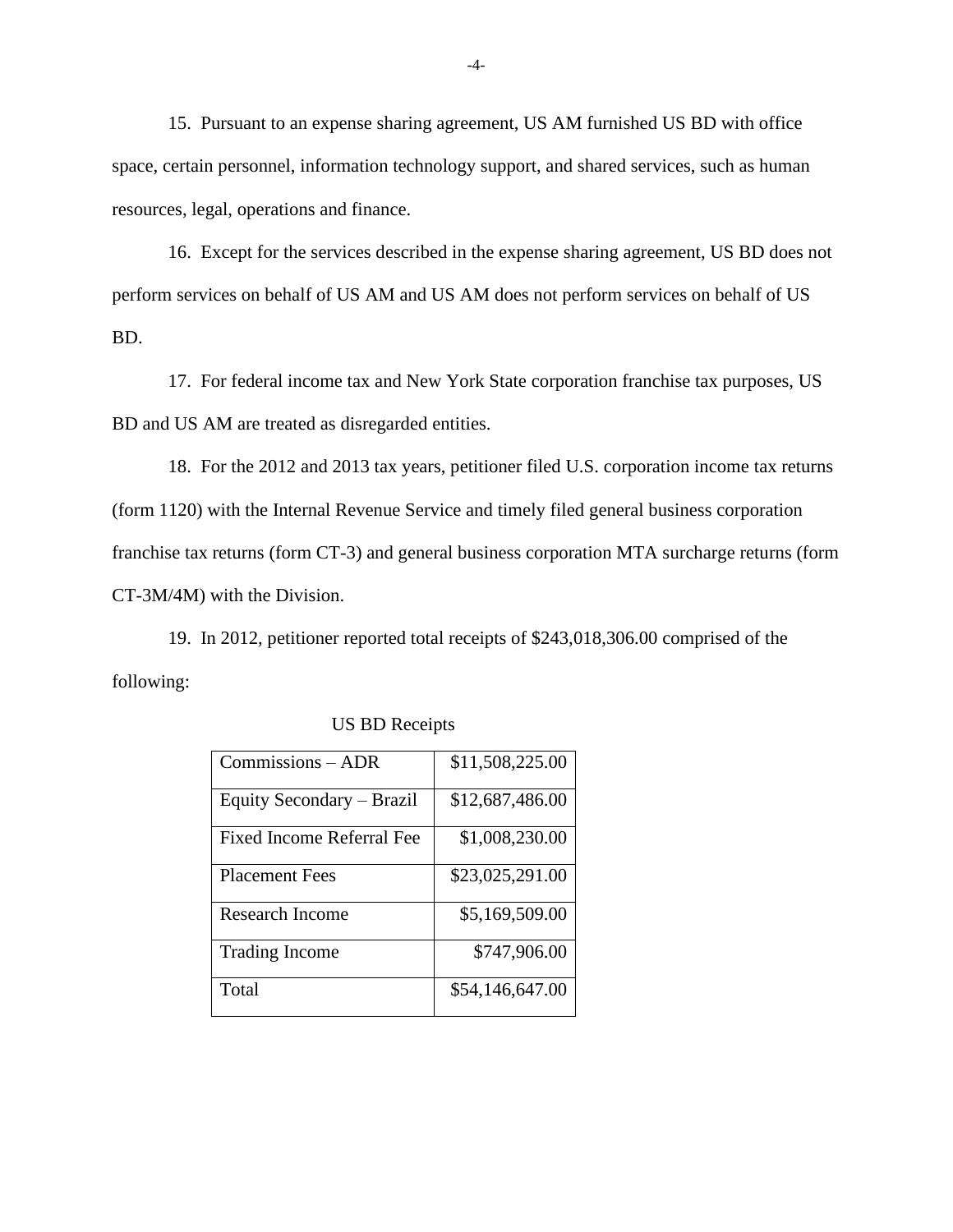15. Pursuant to an expense sharing agreement, US AM furnished US BD with office space, certain personnel, information technology support, and shared services, such as human resources, legal, operations and finance.

16. Except for the services described in the expense sharing agreement, US BD does not perform services on behalf of US AM and US AM does not perform services on behalf of US BD.

17. For federal income tax and New York State corporation franchise tax purposes, US BD and US AM are treated as disregarded entities.

18. For the 2012 and 2013 tax years, petitioner filed U.S. corporation income tax returns (form 1120) with the Internal Revenue Service and timely filed general business corporation franchise tax returns (form CT-3) and general business corporation MTA surcharge returns (form CT-3M/4M) with the Division.

19. In 2012, petitioner reported total receipts of $243,018,306.00 comprised of the following:

US BD Receipts

| Commissions – ADR | $11,508,225.00 |
|---|---|
| Equity Secondary – Brazil | $12,687,486.00 |
| Fixed Income Referral Fee | $1,008,230.00 |
| Placement Fees | $23,025,291.00 |
| Research Income | $5,169,509.00 |
| Trading Income | $747,906.00 |
| Total | $54,146,647.00 |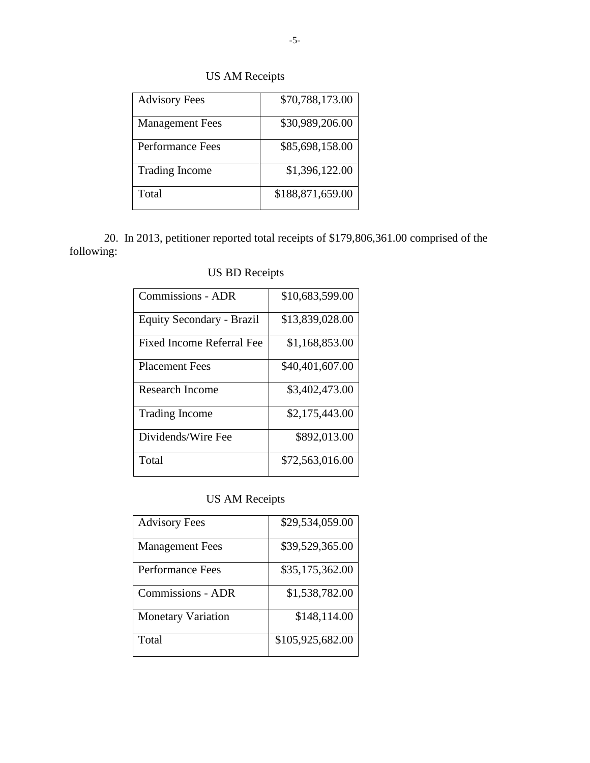US AM Receipts

| | |
|---|---|
| Advisory Fees | $70,788,173.00 |
| Management Fees | $30,989,206.00 |
| Performance Fees | $85,698,158.00 |
| Trading Income | $1,396,122.00 |
| Total | $188,871,659.00 |

20. In 2013, petitioner reported total receipts of $179,806,361.00 comprised of the following:

US BD Receipts

| | |
|---|---|
| Commissions - ADR | $10,683,599.00 |
| Equity Secondary - Brazil | $13,839,028.00 |
| Fixed Income Referral Fee | $1,168,853.00 |
| Placement Fees | $40,401,607.00 |
| Research Income | $3,402,473.00 |
| Trading Income | $2,175,443.00 |
| Dividends/Wire Fee | $892,013.00 |
| Total | $72,563,016.00 |

US AM Receipts

| | |
|---|---|
| Advisory Fees | $29,534,059.00 |
| Management Fees | $39,529,365.00 |
| Performance Fees | $35,175,362.00 |
| Commissions - ADR | $1,538,782.00 |
| Monetary Variation | $148,114.00 |
| Total | $105,925,682.00 |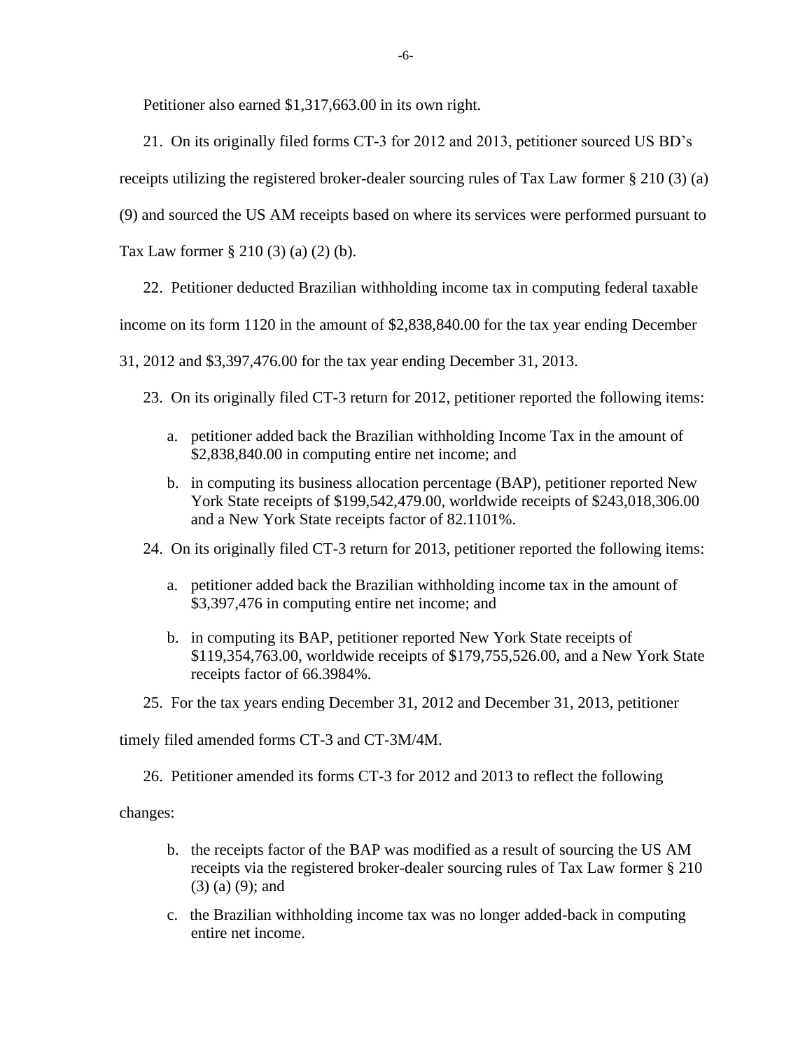Petitioner also earned $1,317,663.00 in its own right.

21. On its originally filed forms CT-3 for 2012 and 2013, petitioner sourced US BD's receipts utilizing the registered broker-dealer sourcing rules of Tax Law former § 210 (3) (a) (9) and sourced the US AM receipts based on where its services were performed pursuant to Tax Law former § 210 (3) (a) (2) (b).

22. Petitioner deducted Brazilian withholding income tax in computing federal taxable income on its form 1120 in the amount of $2,838,840.00 for the tax year ending December 31, 2012 and $3,397,476.00 for the tax year ending December 31, 2013.

23. On its originally filed CT-3 return for 2012, petitioner reported the following items:

a. petitioner added back the Brazilian withholding Income Tax in the amount of $2,838,840.00 in computing entire net income; and

b. in computing its business allocation percentage (BAP), petitioner reported New York State receipts of $199,542,479.00, worldwide receipts of $243,018,306.00 and a New York State receipts factor of 82.1101%.

24. On its originally filed CT-3 return for 2013, petitioner reported the following items:

a. petitioner added back the Brazilian withholding income tax in the amount of $3,397,476 in computing entire net income; and

b. in computing its BAP, petitioner reported New York State receipts of $119,354,763.00, worldwide receipts of $179,755,526.00, and a New York State receipts factor of 66.3984%.

25. For the tax years ending December 31, 2012 and December 31, 2013, petitioner timely filed amended forms CT-3 and CT-3M/4M.

26. Petitioner amended its forms CT-3 for 2012 and 2013 to reflect the following changes:

b. the receipts factor of the BAP was modified as a result of sourcing the US AM receipts via the registered broker-dealer sourcing rules of Tax Law former § 210 (3) (a) (9); and

c. the Brazilian withholding income tax was no longer added-back in computing entire net income.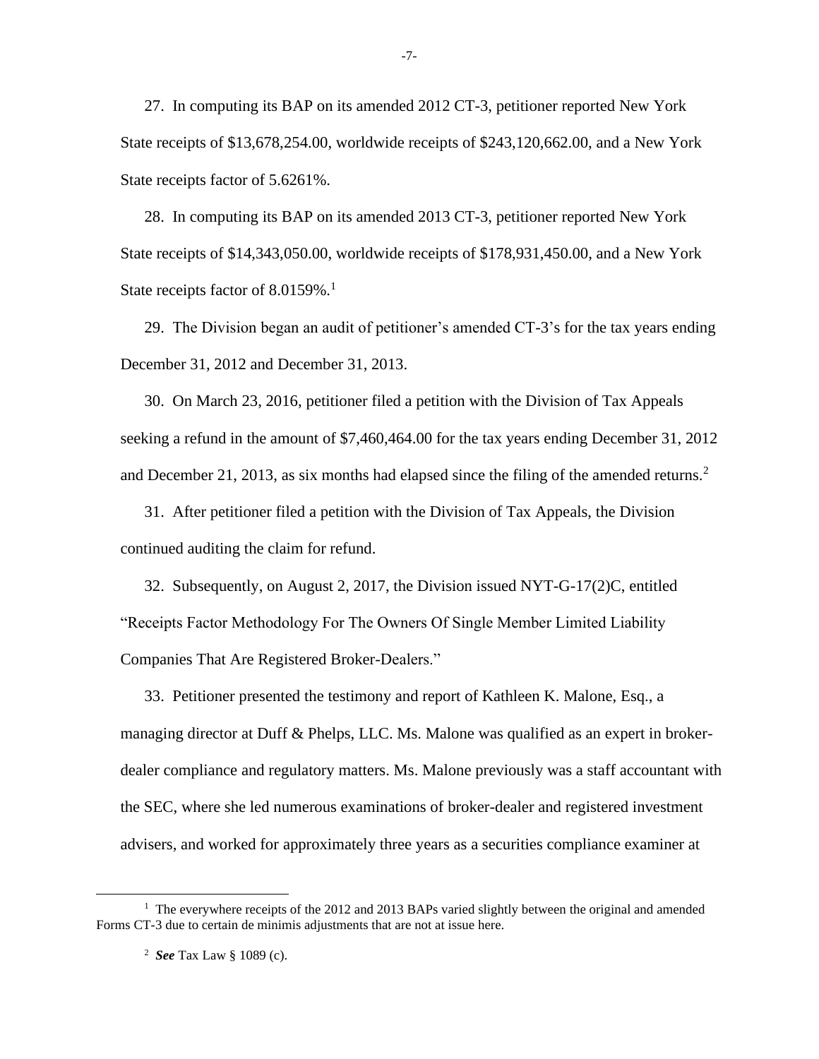27. In computing its BAP on its amended 2012 CT-3, petitioner reported New York State receipts of $13,678,254.00, worldwide receipts of $243,120,662.00, and a New York State receipts factor of 5.6261%.

28. In computing its BAP on its amended 2013 CT-3, petitioner reported New York State receipts of $14,343,050.00, worldwide receipts of $178,931,450.00, and a New York State receipts factor of 8.0159%.[1]

29. The Division began an audit of petitioner's amended CT-3's for the tax years ending December 31, 2012 and December 31, 2013.

30. On March 23, 2016, petitioner filed a petition with the Division of Tax Appeals seeking a refund in the amount of $7,460,464.00 for the tax years ending December 31, 2012 and December 21, 2013, as six months had elapsed since the filing of the amended returns.[2]

31. After petitioner filed a petition with the Division of Tax Appeals, the Division continued auditing the claim for refund.

32. Subsequently, on August 2, 2017, the Division issued NYT-G-17(2)C, entitled "Receipts Factor Methodology For The Owners Of Single Member Limited Liability Companies That Are Registered Broker-Dealers."

33. Petitioner presented the testimony and report of Kathleen K. Malone, Esq., a managing director at Duff & Phelps, LLC. Ms. Malone was qualified as an expert in broker-dealer compliance and regulatory matters. Ms. Malone previously was a staff accountant with the SEC, where she led numerous examinations of broker-dealer and registered investment advisers, and worked for approximately three years as a securities compliance examiner at

---

[1] The everywhere receipts of the 2012 and 2013 BAPs varied slightly between the original and amended Forms CT-3 due to certain de minimis adjustments that are not at issue here.

[2] ***See*** Tax Law § 1089 (c).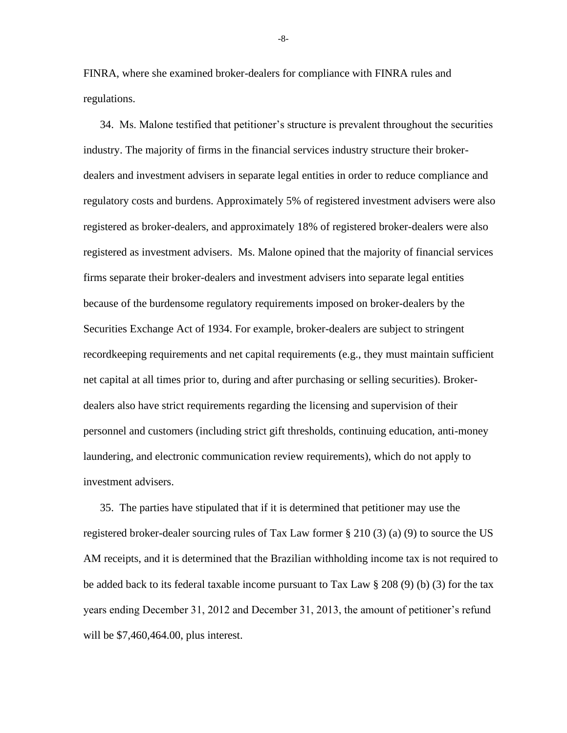FINRA, where she examined broker-dealers for compliance with FINRA rules and regulations.

34. Ms. Malone testified that petitioner's structure is prevalent throughout the securities industry. The majority of firms in the financial services industry structure their broker-dealers and investment advisers in separate legal entities in order to reduce compliance and regulatory costs and burdens. Approximately 5% of registered investment advisers were also registered as broker-dealers, and approximately 18% of registered broker-dealers were also registered as investment advisers. Ms. Malone opined that the majority of financial services firms separate their broker-dealers and investment advisers into separate legal entities because of the burdensome regulatory requirements imposed on broker-dealers by the Securities Exchange Act of 1934. For example, broker-dealers are subject to stringent recordkeeping requirements and net capital requirements (e.g., they must maintain sufficient net capital at all times prior to, during and after purchasing or selling securities). Broker-dealers also have strict requirements regarding the licensing and supervision of their personnel and customers (including strict gift thresholds, continuing education, anti-money laundering, and electronic communication review requirements), which do not apply to investment advisers.

35. The parties have stipulated that if it is determined that petitioner may use the registered broker-dealer sourcing rules of Tax Law former § 210 (3) (a) (9) to source the US AM receipts, and it is determined that the Brazilian withholding income tax is not required to be added back to its federal taxable income pursuant to Tax Law § 208 (9) (b) (3) for the tax years ending December 31, 2012 and December 31, 2013, the amount of petitioner's refund will be $7,460,464.00, plus interest.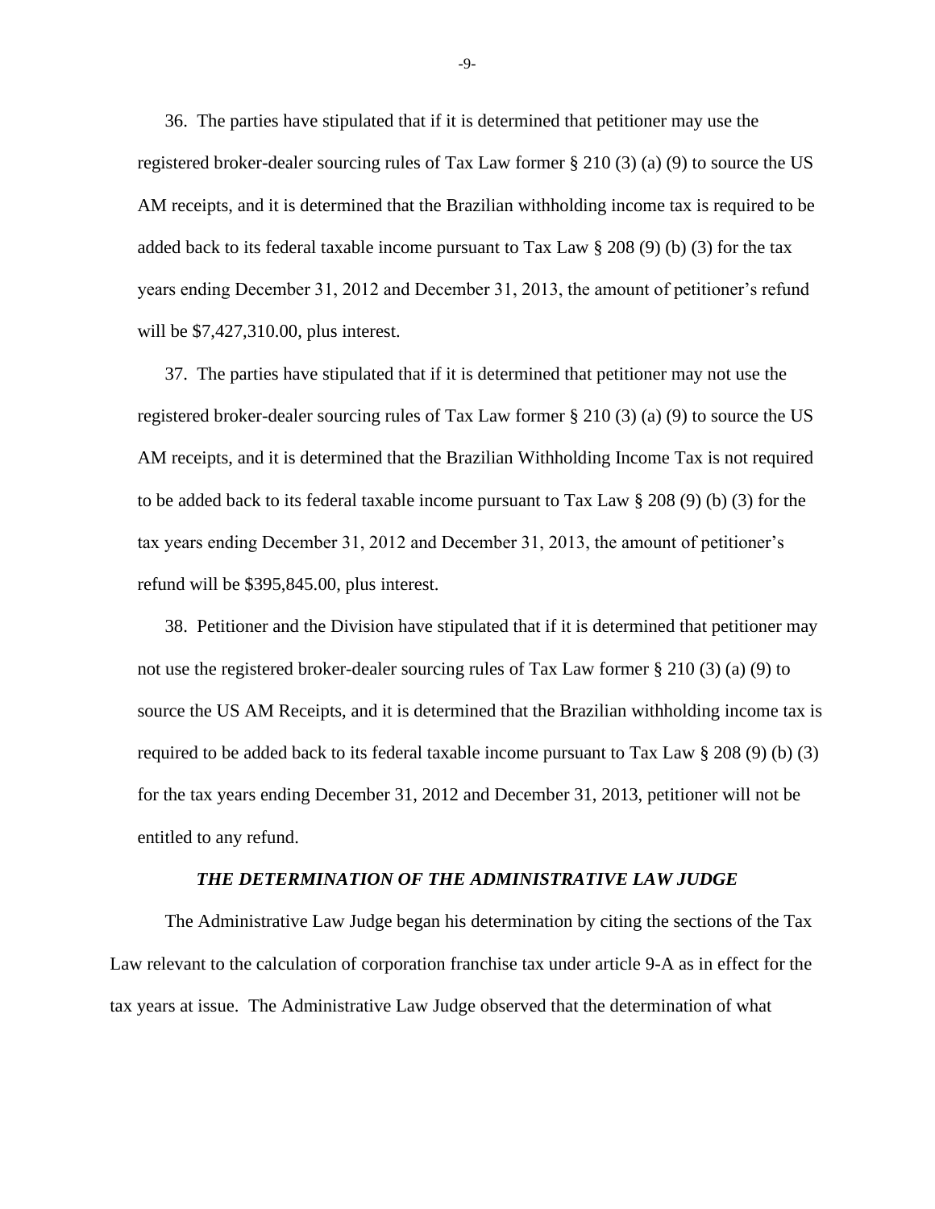36. The parties have stipulated that if it is determined that petitioner may use the registered broker-dealer sourcing rules of Tax Law former § 210 (3) (a) (9) to source the US AM receipts, and it is determined that the Brazilian withholding income tax is required to be added back to its federal taxable income pursuant to Tax Law § 208 (9) (b) (3) for the tax years ending December 31, 2012 and December 31, 2013, the amount of petitioner's refund will be $7,427,310.00, plus interest.

37. The parties have stipulated that if it is determined that petitioner may not use the registered broker-dealer sourcing rules of Tax Law former § 210 (3) (a) (9) to source the US AM receipts, and it is determined that the Brazilian Withholding Income Tax is not required to be added back to its federal taxable income pursuant to Tax Law § 208 (9) (b) (3) for the tax years ending December 31, 2012 and December 31, 2013, the amount of petitioner's refund will be $395,845.00, plus interest.

38. Petitioner and the Division have stipulated that if it is determined that petitioner may not use the registered broker-dealer sourcing rules of Tax Law former § 210 (3) (a) (9) to source the US AM Receipts, and it is determined that the Brazilian withholding income tax is required to be added back to its federal taxable income pursuant to Tax Law § 208 (9) (b) (3) for the tax years ending December 31, 2012 and December 31, 2013, petitioner will not be entitled to any refund.

### *THE DETERMINATION OF THE ADMINISTRATIVE LAW JUDGE*

The Administrative Law Judge began his determination by citing the sections of the Tax Law relevant to the calculation of corporation franchise tax under article 9-A as in effect for the tax years at issue. The Administrative Law Judge observed that the determination of what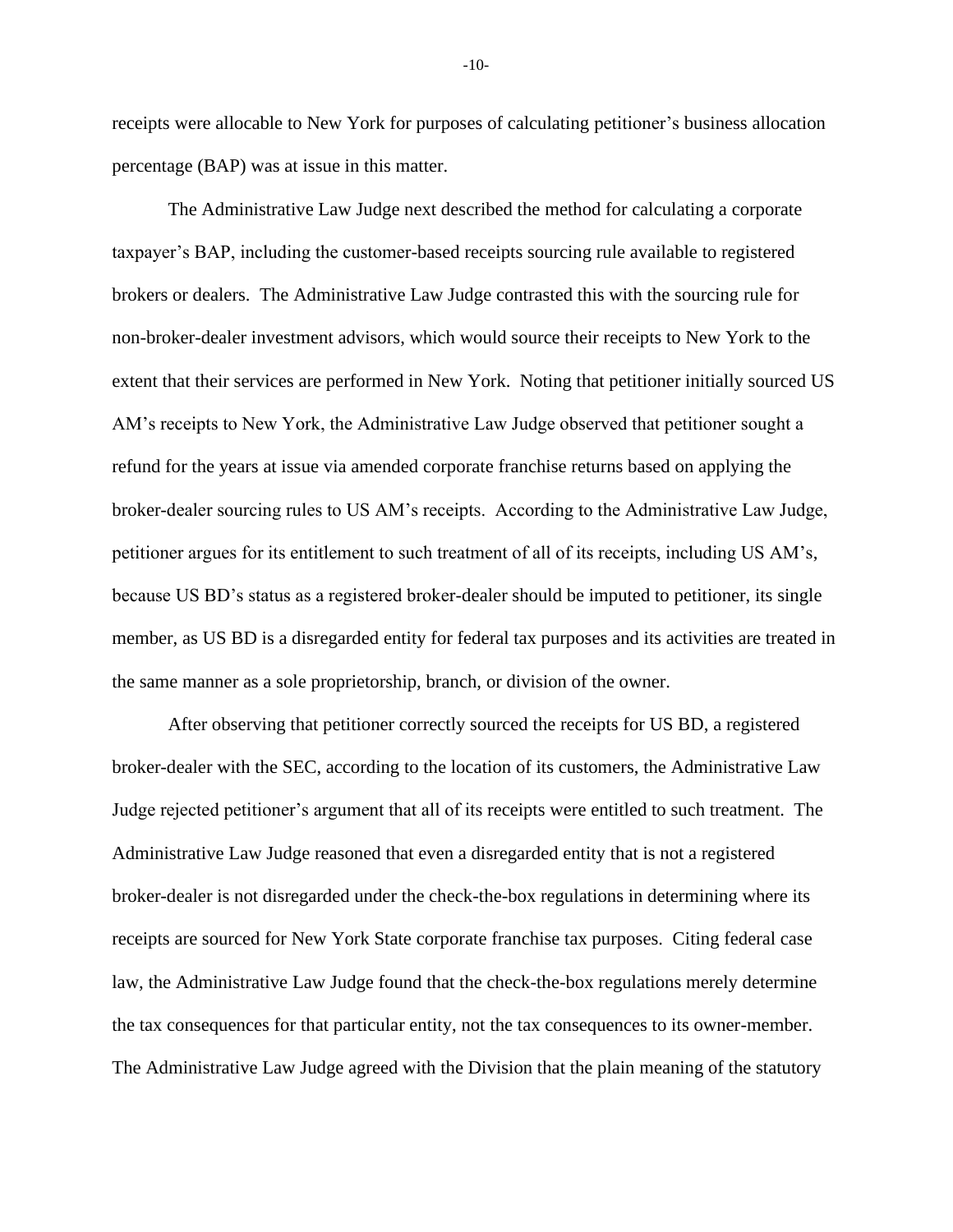receipts were allocable to New York for purposes of calculating petitioner's business allocation percentage (BAP) was at issue in this matter.

The Administrative Law Judge next described the method for calculating a corporate taxpayer's BAP, including the customer-based receipts sourcing rule available to registered brokers or dealers. The Administrative Law Judge contrasted this with the sourcing rule for non-broker-dealer investment advisors, which would source their receipts to New York to the extent that their services are performed in New York. Noting that petitioner initially sourced US AM's receipts to New York, the Administrative Law Judge observed that petitioner sought a refund for the years at issue via amended corporate franchise returns based on applying the broker-dealer sourcing rules to US AM's receipts. According to the Administrative Law Judge, petitioner argues for its entitlement to such treatment of all of its receipts, including US AM's, because US BD's status as a registered broker-dealer should be imputed to petitioner, its single member, as US BD is a disregarded entity for federal tax purposes and its activities are treated in the same manner as a sole proprietorship, branch, or division of the owner.

After observing that petitioner correctly sourced the receipts for US BD, a registered broker-dealer with the SEC, according to the location of its customers, the Administrative Law Judge rejected petitioner's argument that all of its receipts were entitled to such treatment. The Administrative Law Judge reasoned that even a disregarded entity that is not a registered broker-dealer is not disregarded under the check-the-box regulations in determining where its receipts are sourced for New York State corporate franchise tax purposes. Citing federal case law, the Administrative Law Judge found that the check-the-box regulations merely determine the tax consequences for that particular entity, not the tax consequences to its owner-member. The Administrative Law Judge agreed with the Division that the plain meaning of the statutory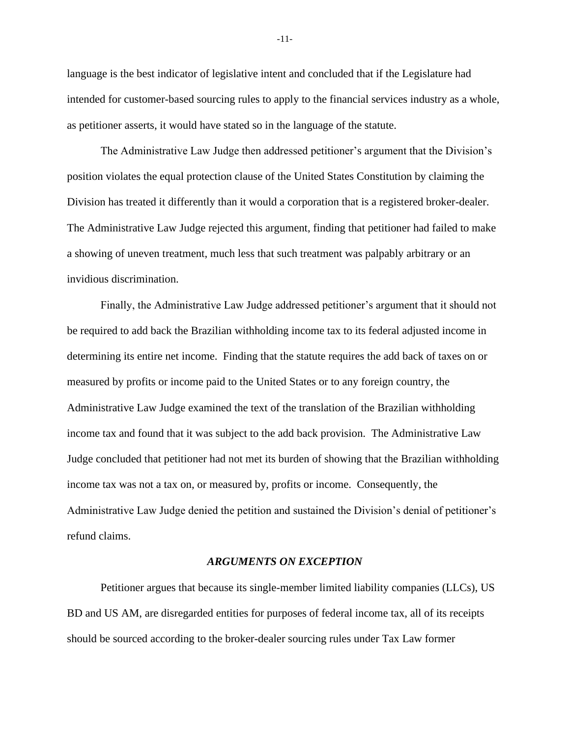language is the best indicator of legislative intent and concluded that if the Legislature had intended for customer-based sourcing rules to apply to the financial services industry as a whole, as petitioner asserts, it would have stated so in the language of the statute.

The Administrative Law Judge then addressed petitioner's argument that the Division's position violates the equal protection clause of the United States Constitution by claiming the Division has treated it differently than it would a corporation that is a registered broker-dealer. The Administrative Law Judge rejected this argument, finding that petitioner had failed to make a showing of uneven treatment, much less that such treatment was palpably arbitrary or an invidious discrimination.

Finally, the Administrative Law Judge addressed petitioner's argument that it should not be required to add back the Brazilian withholding income tax to its federal adjusted income in determining its entire net income. Finding that the statute requires the add back of taxes on or measured by profits or income paid to the United States or to any foreign country, the Administrative Law Judge examined the text of the translation of the Brazilian withholding income tax and found that it was subject to the add back provision. The Administrative Law Judge concluded that petitioner had not met its burden of showing that the Brazilian withholding income tax was not a tax on, or measured by, profits or income. Consequently, the Administrative Law Judge denied the petition and sustained the Division's denial of petitioner's refund claims.

### *ARGUMENTS ON EXCEPTION*

Petitioner argues that because its single-member limited liability companies (LLCs), US BD and US AM, are disregarded entities for purposes of federal income tax, all of its receipts should be sourced according to the broker-dealer sourcing rules under Tax Law former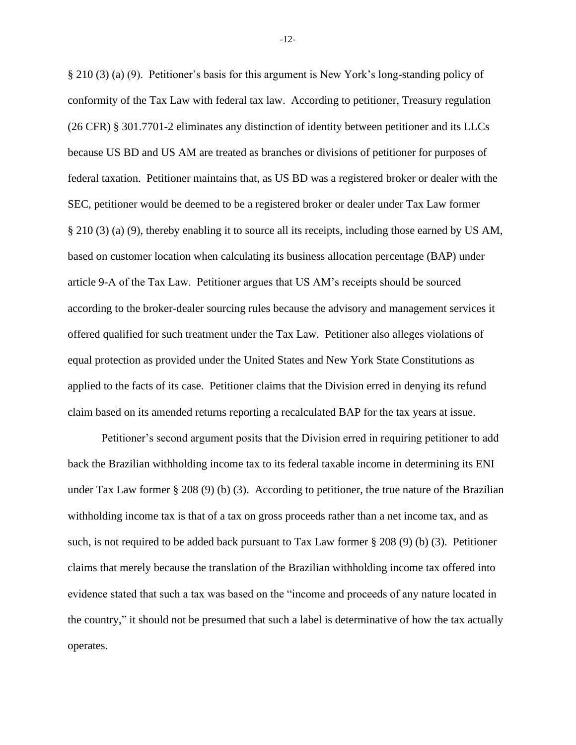§ 210 (3) (a) (9). Petitioner's basis for this argument is New York's long-standing policy of conformity of the Tax Law with federal tax law. According to petitioner, Treasury regulation (26 CFR) § 301.7701-2 eliminates any distinction of identity between petitioner and its LLCs because US BD and US AM are treated as branches or divisions of petitioner for purposes of federal taxation. Petitioner maintains that, as US BD was a registered broker or dealer with the SEC, petitioner would be deemed to be a registered broker or dealer under Tax Law former § 210 (3) (a) (9), thereby enabling it to source all its receipts, including those earned by US AM, based on customer location when calculating its business allocation percentage (BAP) under article 9-A of the Tax Law. Petitioner argues that US AM's receipts should be sourced according to the broker-dealer sourcing rules because the advisory and management services it offered qualified for such treatment under the Tax Law. Petitioner also alleges violations of equal protection as provided under the United States and New York State Constitutions as applied to the facts of its case. Petitioner claims that the Division erred in denying its refund claim based on its amended returns reporting a recalculated BAP for the tax years at issue.

Petitioner's second argument posits that the Division erred in requiring petitioner to add back the Brazilian withholding income tax to its federal taxable income in determining its ENI under Tax Law former § 208 (9) (b) (3). According to petitioner, the true nature of the Brazilian withholding income tax is that of a tax on gross proceeds rather than a net income tax, and as such, is not required to be added back pursuant to Tax Law former § 208 (9) (b) (3). Petitioner claims that merely because the translation of the Brazilian withholding income tax offered into evidence stated that such a tax was based on the "income and proceeds of any nature located in the country," it should not be presumed that such a label is determinative of how the tax actually operates.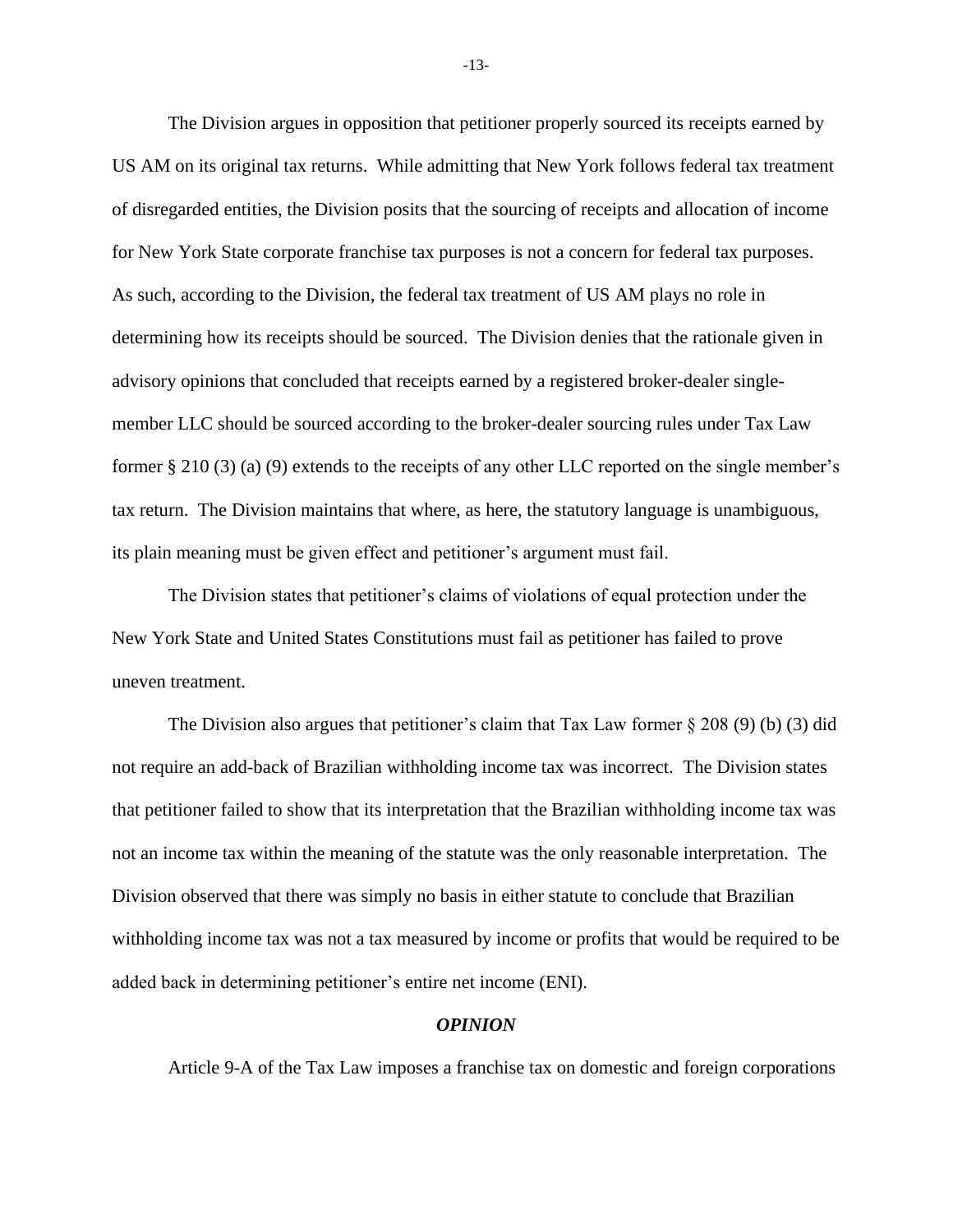The Division argues in opposition that petitioner properly sourced its receipts earned by US AM on its original tax returns. While admitting that New York follows federal tax treatment of disregarded entities, the Division posits that the sourcing of receipts and allocation of income for New York State corporate franchise tax purposes is not a concern for federal tax purposes. As such, according to the Division, the federal tax treatment of US AM plays no role in determining how its receipts should be sourced. The Division denies that the rationale given in advisory opinions that concluded that receipts earned by a registered broker-dealer single-member LLC should be sourced according to the broker-dealer sourcing rules under Tax Law former § 210 (3) (a) (9) extends to the receipts of any other LLC reported on the single member's tax return. The Division maintains that where, as here, the statutory language is unambiguous, its plain meaning must be given effect and petitioner's argument must fail.

The Division states that petitioner's claims of violations of equal protection under the New York State and United States Constitutions must fail as petitioner has failed to prove uneven treatment.

The Division also argues that petitioner's claim that Tax Law former § 208 (9) (b) (3) did not require an add-back of Brazilian withholding income tax was incorrect. The Division states that petitioner failed to show that its interpretation that the Brazilian withholding income tax was not an income tax within the meaning of the statute was the only reasonable interpretation. The Division observed that there was simply no basis in either statute to conclude that Brazilian withholding income tax was not a tax measured by income or profits that would be required to be added back in determining petitioner's entire net income (ENI).

## *OPINION*

Article 9-A of the Tax Law imposes a franchise tax on domestic and foreign corporations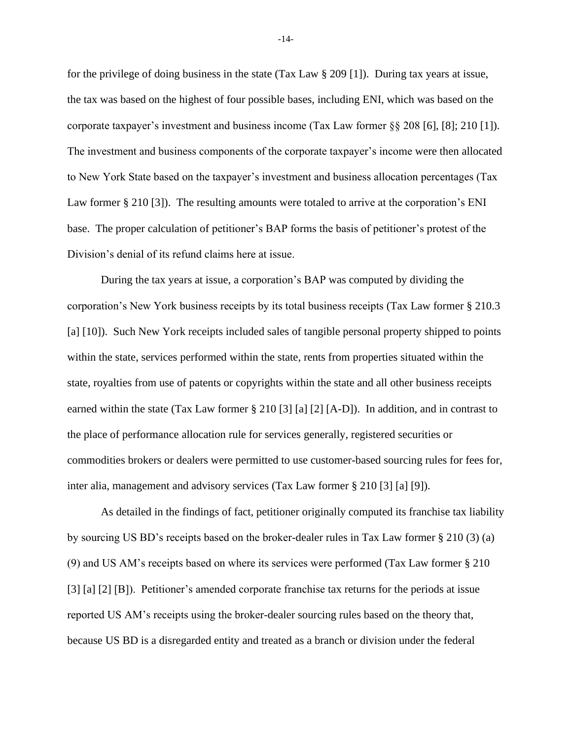for the privilege of doing business in the state (Tax Law § 209 [1]). During tax years at issue, the tax was based on the highest of four possible bases, including ENI, which was based on the corporate taxpayer's investment and business income (Tax Law former §§ 208 [6], [8]; 210 [1]). The investment and business components of the corporate taxpayer's income were then allocated to New York State based on the taxpayer's investment and business allocation percentages (Tax Law former § 210 [3]). The resulting amounts were totaled to arrive at the corporation's ENI base. The proper calculation of petitioner's BAP forms the basis of petitioner's protest of the Division's denial of its refund claims here at issue.

During the tax years at issue, a corporation's BAP was computed by dividing the corporation's New York business receipts by its total business receipts (Tax Law former § 210.3 [a] [10]). Such New York receipts included sales of tangible personal property shipped to points within the state, services performed within the state, rents from properties situated within the state, royalties from use of patents or copyrights within the state and all other business receipts earned within the state (Tax Law former § 210 [3] [a] [2] [A-D]). In addition, and in contrast to the place of performance allocation rule for services generally, registered securities or commodities brokers or dealers were permitted to use customer-based sourcing rules for fees for, inter alia, management and advisory services (Tax Law former § 210 [3] [a] [9]).

As detailed in the findings of fact, petitioner originally computed its franchise tax liability by sourcing US BD's receipts based on the broker-dealer rules in Tax Law former § 210 (3) (a) (9) and US AM's receipts based on where its services were performed (Tax Law former § 210 [3] [a] [2] [B]). Petitioner's amended corporate franchise tax returns for the periods at issue reported US AM's receipts using the broker-dealer sourcing rules based on the theory that, because US BD is a disregarded entity and treated as a branch or division under the federal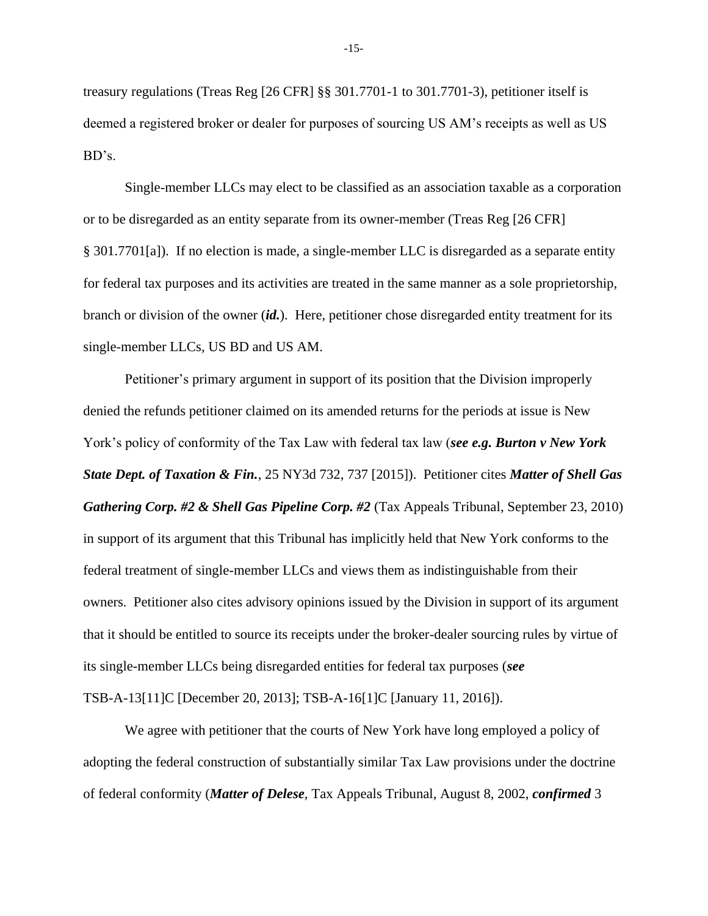treasury regulations (Treas Reg [26 CFR] §§ 301.7701-1 to 301.7701-3), petitioner itself is deemed a registered broker or dealer for purposes of sourcing US AM's receipts as well as US BD's.

Single-member LLCs may elect to be classified as an association taxable as a corporation or to be disregarded as an entity separate from its owner-member (Treas Reg [26 CFR] § 301.7701[a]). If no election is made, a single-member LLC is disregarded as a separate entity for federal tax purposes and its activities are treated in the same manner as a sole proprietorship, branch or division of the owner (***id.***). Here, petitioner chose disregarded entity treatment for its single-member LLCs, US BD and US AM.

Petitioner's primary argument in support of its position that the Division improperly denied the refunds petitioner claimed on its amended returns for the periods at issue is New York's policy of conformity of the Tax Law with federal tax law (***see e.g. Burton v New York State Dept. of Taxation & Fin.***, 25 NY3d 732, 737 [2015]). Petitioner cites ***Matter of Shell Gas Gathering Corp. #2 & Shell Gas Pipeline Corp. #2*** (Tax Appeals Tribunal, September 23, 2010) in support of its argument that this Tribunal has implicitly held that New York conforms to the federal treatment of single-member LLCs and views them as indistinguishable from their owners. Petitioner also cites advisory opinions issued by the Division in support of its argument that it should be entitled to source its receipts under the broker-dealer sourcing rules by virtue of its single-member LLCs being disregarded entities for federal tax purposes (***see*** TSB-A-13[11]C [December 20, 2013]; TSB-A-16[1]C [January 11, 2016]).

We agree with petitioner that the courts of New York have long employed a policy of adopting the federal construction of substantially similar Tax Law provisions under the doctrine of federal conformity (***Matter of Delese***, Tax Appeals Tribunal, August 8, 2002, ***confirmed*** 3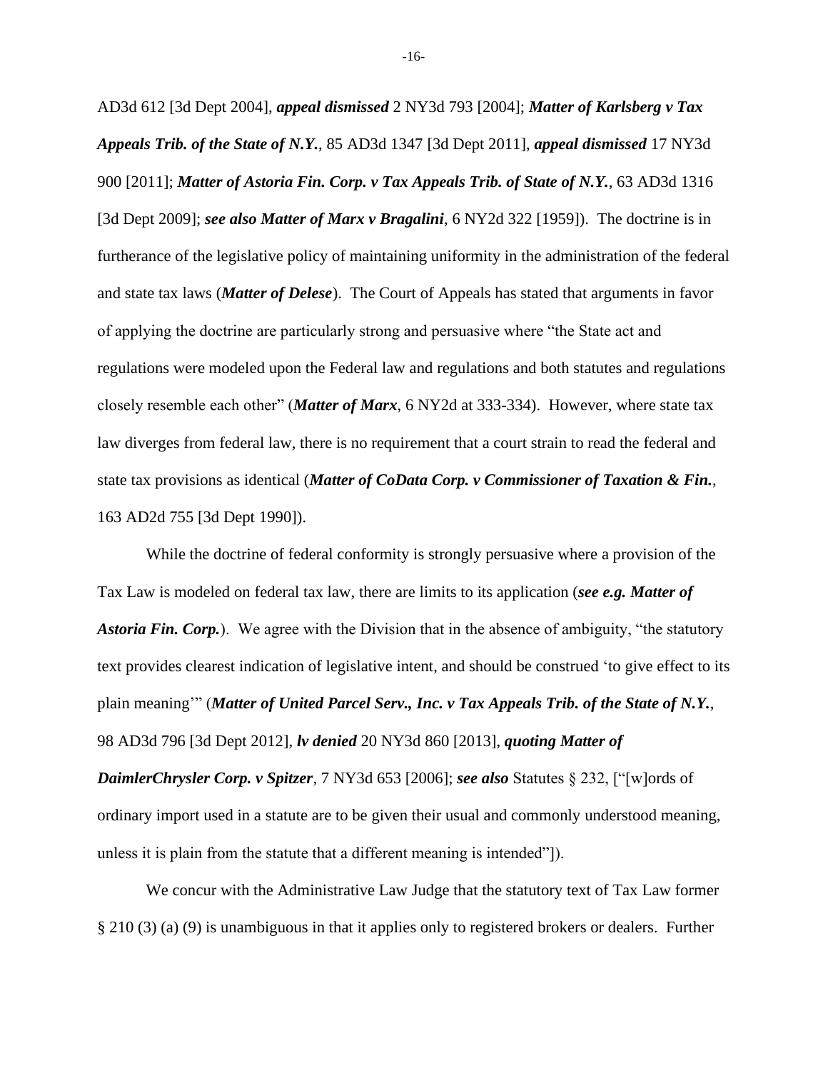AD3d 612 [3d Dept 2004], ***appeal dismissed*** 2 NY3d 793 [2004]; ***Matter of Karlsberg v Tax Appeals Trib. of the State of N.Y.***, 85 AD3d 1347 [3d Dept 2011], ***appeal dismissed*** 17 NY3d 900 [2011]; ***Matter of Astoria Fin. Corp. v Tax Appeals Trib. of State of N.Y.***, 63 AD3d 1316 [3d Dept 2009]; ***see also Matter of Marx v Bragalini***, 6 NY2d 322 [1959]). The doctrine is in furtherance of the legislative policy of maintaining uniformity in the administration of the federal and state tax laws (***Matter of Delese***). The Court of Appeals has stated that arguments in favor of applying the doctrine are particularly strong and persuasive where "the State act and regulations were modeled upon the Federal law and regulations and both statutes and regulations closely resemble each other" (***Matter of Marx***, 6 NY2d at 333-334). However, where state tax law diverges from federal law, there is no requirement that a court strain to read the federal and state tax provisions as identical (***Matter of CoData Corp. v Commissioner of Taxation & Fin.***, 163 AD2d 755 [3d Dept 1990]).

While the doctrine of federal conformity is strongly persuasive where a provision of the Tax Law is modeled on federal tax law, there are limits to its application (***see e.g. Matter of Astoria Fin. Corp.***). We agree with the Division that in the absence of ambiguity, "the statutory text provides clearest indication of legislative intent, and should be construed 'to give effect to its plain meaning'" (***Matter of United Parcel Serv., Inc. v Tax Appeals Trib. of the State of N.Y.***, 98 AD3d 796 [3d Dept 2012], ***lv denied*** 20 NY3d 860 [2013], ***quoting Matter of DaimlerChrysler Corp. v Spitzer***, 7 NY3d 653 [2006]; ***see also*** Statutes § 232, ["[w]ords of ordinary import used in a statute are to be given their usual and commonly understood meaning, unless it is plain from the statute that a different meaning is intended"]).

We concur with the Administrative Law Judge that the statutory text of Tax Law former § 210 (3) (a) (9) is unambiguous in that it applies only to registered brokers or dealers. Further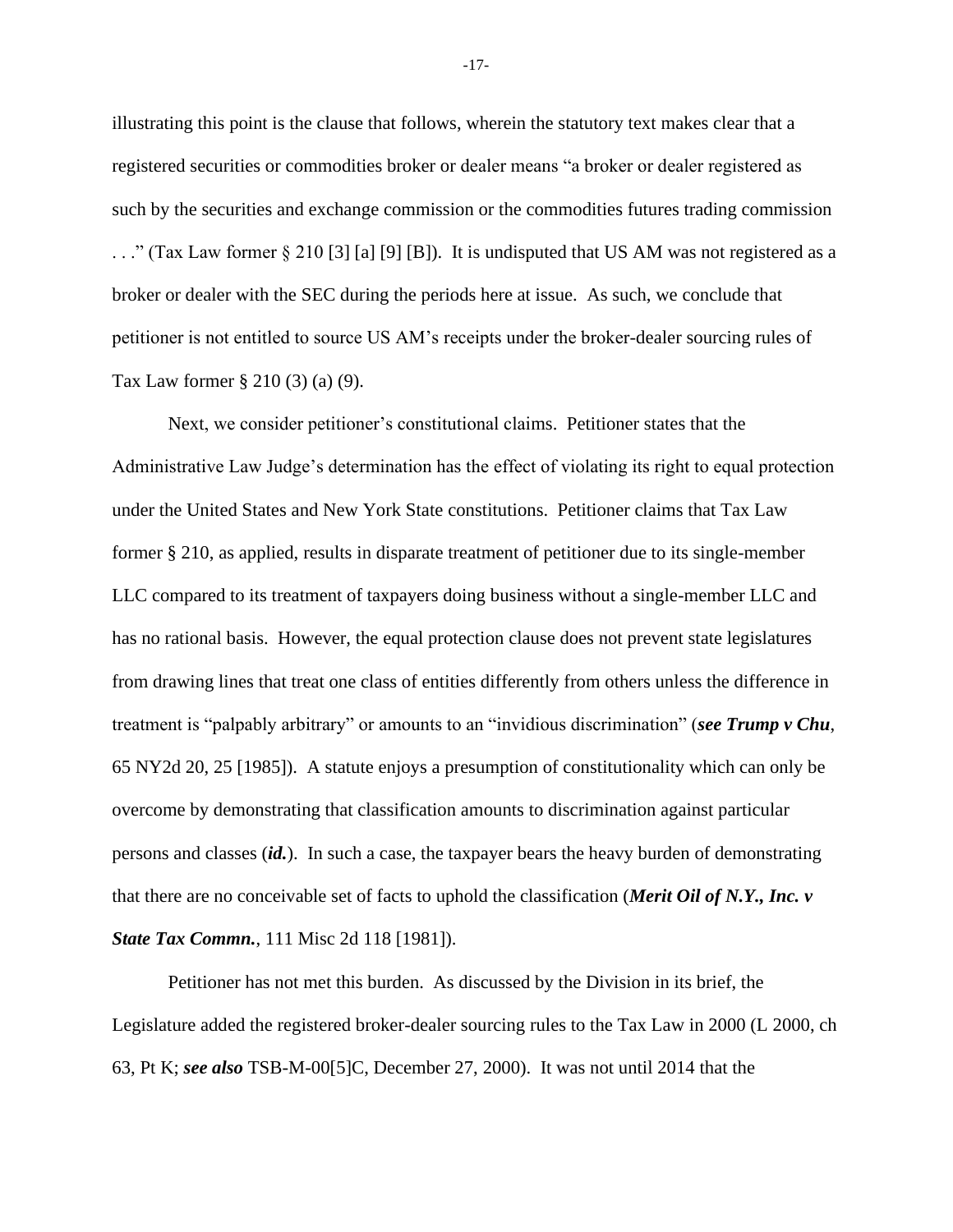illustrating this point is the clause that follows, wherein the statutory text makes clear that a registered securities or commodities broker or dealer means "a broker or dealer registered as such by the securities and exchange commission or the commodities futures trading commission . . ." (Tax Law former § 210 [3] [a] [9] [B]). It is undisputed that US AM was not registered as a broker or dealer with the SEC during the periods here at issue. As such, we conclude that petitioner is not entitled to source US AM's receipts under the broker-dealer sourcing rules of Tax Law former § 210 (3) (a) (9).

Next, we consider petitioner's constitutional claims. Petitioner states that the Administrative Law Judge's determination has the effect of violating its right to equal protection under the United States and New York State constitutions. Petitioner claims that Tax Law former § 210, as applied, results in disparate treatment of petitioner due to its single-member LLC compared to its treatment of taxpayers doing business without a single-member LLC and has no rational basis. However, the equal protection clause does not prevent state legislatures from drawing lines that treat one class of entities differently from others unless the difference in treatment is "palpably arbitrary" or amounts to an "invidious discrimination" (***see Trump v Chu***, 65 NY2d 20, 25 [1985]). A statute enjoys a presumption of constitutionality which can only be overcome by demonstrating that classification amounts to discrimination against particular persons and classes (***id.***). In such a case, the taxpayer bears the heavy burden of demonstrating that there are no conceivable set of facts to uphold the classification (***Merit Oil of N.Y., Inc. v State Tax Commn.***, 111 Misc 2d 118 [1981]).

Petitioner has not met this burden. As discussed by the Division in its brief, the Legislature added the registered broker-dealer sourcing rules to the Tax Law in 2000 (L 2000, ch 63, Pt K; ***see also*** TSB-M-00[5]C, December 27, 2000). It was not until 2014 that the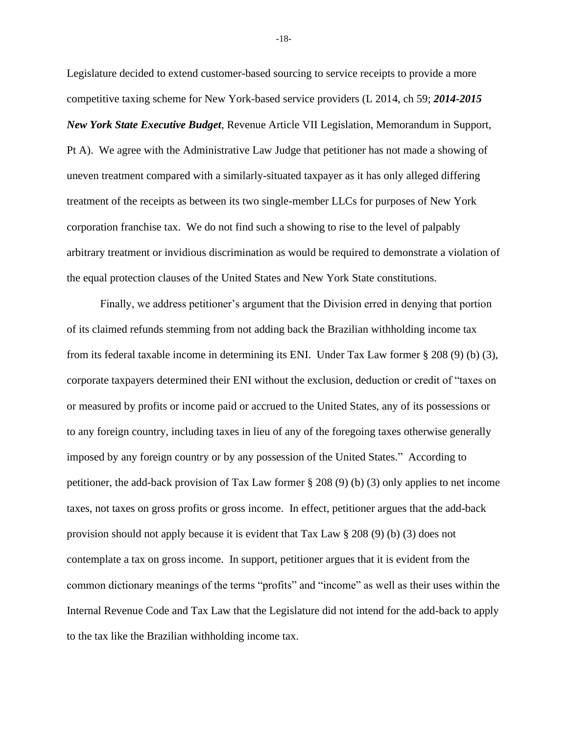Legislature decided to extend customer-based sourcing to service receipts to provide a more competitive taxing scheme for New York-based service providers (L 2014, ch 59; ***2014-2015 New York State Executive Budget***, Revenue Article VII Legislation, Memorandum in Support, Pt A). We agree with the Administrative Law Judge that petitioner has not made a showing of uneven treatment compared with a similarly-situated taxpayer as it has only alleged differing treatment of the receipts as between its two single-member LLCs for purposes of New York corporation franchise tax. We do not find such a showing to rise to the level of palpably arbitrary treatment or invidious discrimination as would be required to demonstrate a violation of the equal protection clauses of the United States and New York State constitutions.

Finally, we address petitioner's argument that the Division erred in denying that portion of its claimed refunds stemming from not adding back the Brazilian withholding income tax from its federal taxable income in determining its ENI. Under Tax Law former § 208 (9) (b) (3), corporate taxpayers determined their ENI without the exclusion, deduction or credit of "taxes on or measured by profits or income paid or accrued to the United States, any of its possessions or to any foreign country, including taxes in lieu of any of the foregoing taxes otherwise generally imposed by any foreign country or by any possession of the United States." According to petitioner, the add-back provision of Tax Law former § 208 (9) (b) (3) only applies to net income taxes, not taxes on gross profits or gross income. In effect, petitioner argues that the add-back provision should not apply because it is evident that Tax Law § 208 (9) (b) (3) does not contemplate a tax on gross income. In support, petitioner argues that it is evident from the common dictionary meanings of the terms "profits" and "income" as well as their uses within the Internal Revenue Code and Tax Law that the Legislature did not intend for the add-back to apply to the tax like the Brazilian withholding income tax.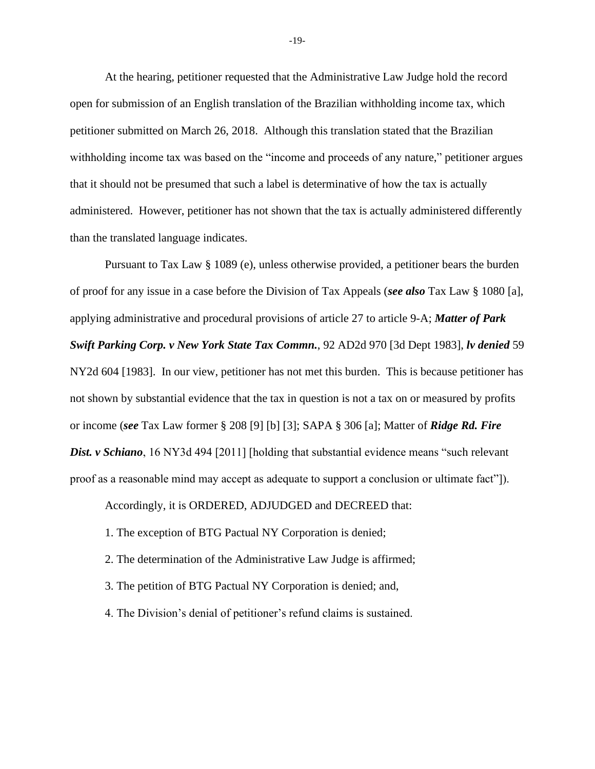At the hearing, petitioner requested that the Administrative Law Judge hold the record open for submission of an English translation of the Brazilian withholding income tax, which petitioner submitted on March 26, 2018. Although this translation stated that the Brazilian withholding income tax was based on the "income and proceeds of any nature," petitioner argues that it should not be presumed that such a label is determinative of how the tax is actually administered. However, petitioner has not shown that the tax is actually administered differently than the translated language indicates.

Pursuant to Tax Law § 1089 (e), unless otherwise provided, a petitioner bears the burden of proof for any issue in a case before the Division of Tax Appeals (***see also*** Tax Law § 1080 [a], applying administrative and procedural provisions of article 27 to article 9-A; ***Matter of Park Swift Parking Corp. v New York State Tax Commn.***, 92 AD2d 970 [3d Dept 1983], ***lv denied*** 59 NY2d 604 [1983]. In our view, petitioner has not met this burden. This is because petitioner has not shown by substantial evidence that the tax in question is not a tax on or measured by profits or income (***see*** Tax Law former § 208 [9] [b] [3]; SAPA § 306 [a]; Matter of ***Ridge Rd. Fire Dist. v Schiano***, 16 NY3d 494 [2011] [holding that substantial evidence means "such relevant proof as a reasonable mind may accept as adequate to support a conclusion or ultimate fact"]).

Accordingly, it is ORDERED, ADJUDGED and DECREED that:

1. The exception of BTG Pactual NY Corporation is denied;

2. The determination of the Administrative Law Judge is affirmed;

3. The petition of BTG Pactual NY Corporation is denied; and,

4. The Division's denial of petitioner's refund claims is sustained.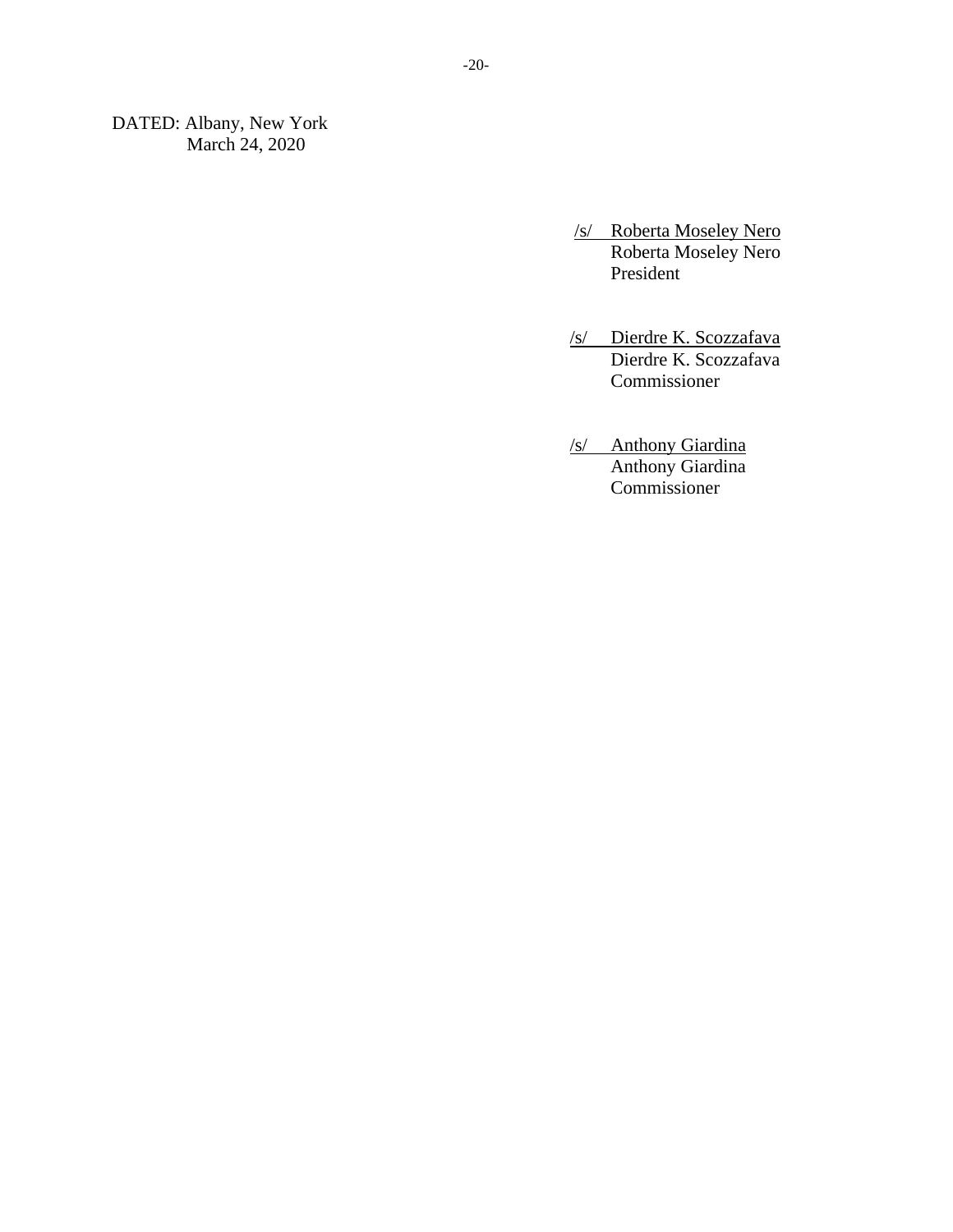DATED: Albany, New York
March 24, 2020

/s/ Roberta Moseley Nero
Roberta Moseley Nero
President

/s/ Dierdre K. Scozzafava
Dierdre K. Scozzafava
Commissioner

/s/ Anthony Giardina
Anthony Giardina
Commissioner